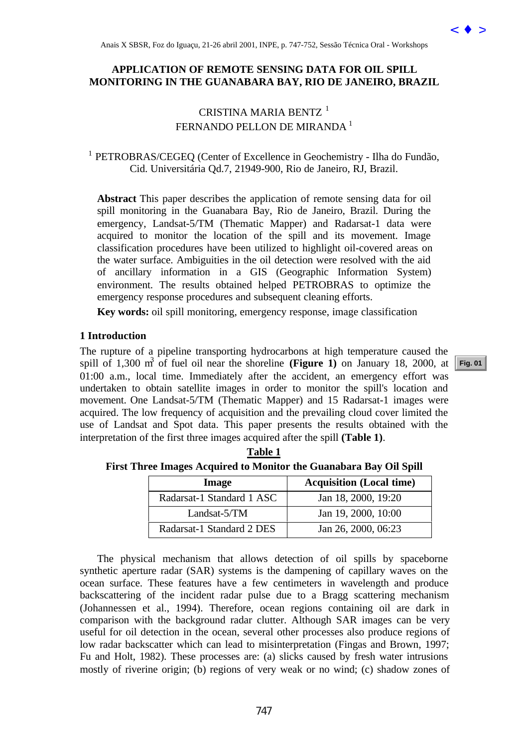# APPLICATION OF REMOTE SENSING DATA FOR OIL SPILL MONITORING IN THE GUANABARA BAY, RIO DE JANEIRO, BRAZIL

CRISTINA MARIA BENTZ [1]
FERNANDO PELLON DE MIRANDA [1]

[1] PETROBRAS/CEGEQ (Center of Excellence in Geochemistry - Ilha do Fundão, Cid. Universitária Qd.7, 21949-900, Rio de Janeiro, RJ, Brazil.

**Abstract** This paper describes the application of remote sensing data for oil spill monitoring in the Guanabara Bay, Rio de Janeiro, Brazil. During the emergency, Landsat-5/TM (Thematic Mapper) and Radarsat-1 data were acquired to monitor the location of the spill and its movement. Image classification procedures have been utilized to highlight oil-covered areas on the water surface. Ambiguities in the oil detection were resolved with the aid of ancillary information in a GIS (Geographic Information System) environment. The results obtained helped PETROBRAS to optimize the emergency response procedures and subsequent cleaning efforts.

**Key words:** oil spill monitoring, emergency response, image classification

## 1 Introduction

The rupture of a pipeline transporting hydrocarbons at high temperature caused the spill of 1,300 $m^3$ of fuel oil near the shoreline **(Figure 1)** on January 18, 2000, at 01:00 a.m., local time. Immediately after the accident, an emergency effort was undertaken to obtain satellite images in order to monitor the spill's location and movement. One Landsat-5/TM (Thematic Mapper) and 15 Radarsat-1 images were acquired. The low frequency of acquisition and the prevailing cloud cover limited the use of Landsat and Spot data. This paper presents the results obtained with the interpretation of the first three images acquired after the spill **(Table 1)**.

**Table 1**
**First Three Images Acquired to Monitor the Guanabara Bay Oil Spill**

| Image | Acquisition (Local time) |
|---|---|
| Radarsat-1 Standard 1 ASC | Jan 18, 2000, 19:20 |
| Landsat-5/TM | Jan 19, 2000, 10:00 |
| Radarsat-1 Standard 2 DES | Jan 26, 2000, 06:23 |

The physical mechanism that allows detection of oil spills by spaceborne synthetic aperture radar (SAR) systems is the dampening of capillary waves on the ocean surface. These features have a few centimeters in wavelength and produce backscattering of the incident radar pulse due to a Bragg scattering mechanism (Johannessen et al., 1994). Therefore, ocean regions containing oil are dark in comparison with the background radar clutter. Although SAR images can be very useful for oil detection in the ocean, several other processes also produce regions of low radar backscatter which can lead to misinterpretation (Fingas and Brown, 1997; Fu and Holt, 1982). These processes are: (a) slicks caused by fresh water intrusions mostly of riverine origin; (b) regions of very weak or no wind; (c) shadow zones of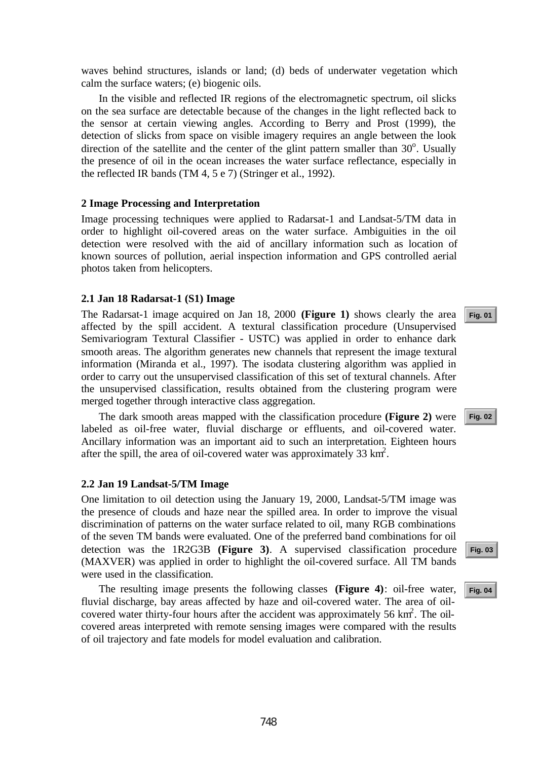waves behind structures, islands or land; (d) beds of underwater vegetation which calm the surface waters; (e) biogenic oils.

In the visible and reflected IR regions of the electromagnetic spectrum, oil slicks on the sea surface are detectable because of the changes in the light reflected back to the sensor at certain viewing angles. According to Berry and Prost (1999), the detection of slicks from space on visible imagery requires an angle between the look direction of the satellite and the center of the glint pattern smaller than $30^o$. Usually the presence of oil in the ocean increases the water surface reflectance, especially in the reflected IR bands (TM 4, 5 e 7) (Stringer et al., 1992).

## 2 Image Processing and Interpretation

Image processing techniques were applied to Radarsat-1 and Landsat-5/TM data in order to highlight oil-covered areas on the water surface. Ambiguities in the oil detection were resolved with the aid of ancillary information such as location of known sources of pollution, aerial inspection information and GPS controlled aerial photos taken from helicopters.

### 2.1 Jan 18 Radarsat-1 (S1) Image

The Radarsat-1 image acquired on Jan 18, 2000 **(Figure 1)** shows clearly the area affected by the spill accident. A textural classification procedure (Unsupervised Semivariogram Textural Classifier - USTC) was applied in order to enhance dark smooth areas. The algorithm generates new channels that represent the image textural information (Miranda et al., 1997). The isodata clustering algorithm was applied in order to carry out the unsupervised classification of this set of textural channels. After the unsupervised classification, results obtained from the clustering program were merged together through interactive class aggregation.

Fig. 01

The dark smooth areas mapped with the classification procedure **(Figure 2)** were labeled as oil-free water, fluvial discharge or effluents, and oil-covered water. Ancillary information was an important aid to such an interpretation. Eighteen hours after the spill, the area of oil-covered water was approximately 33 $km^2$.

Fig. 02

### 2.2 Jan 19 Landsat-5/TM Image

One limitation to oil detection using the January 19, 2000, Landsat-5/TM image was the presence of clouds and haze near the spilled area. In order to improve the visual discrimination of patterns on the water surface related to oil, many RGB combinations of the seven TM bands were evaluated. One of the preferred band combinations for oil detection was the 1R2G3B **(Figure 3)**. A supervised classification procedure (MAXVER) was applied in order to highlight the oil-covered surface. All TM bands were used in the classification.

Fig. 03

The resulting image presents the following classes **(Figure 4)**: oil-free water, fluvial discharge, bay areas affected by haze and oil-covered water. The area of oil-covered water thirty-four hours after the accident was approximately 56 $km^2$. The oil-covered areas interpreted with remote sensing images were compared with the results of oil trajectory and fate models for model evaluation and calibration.

Fig. 04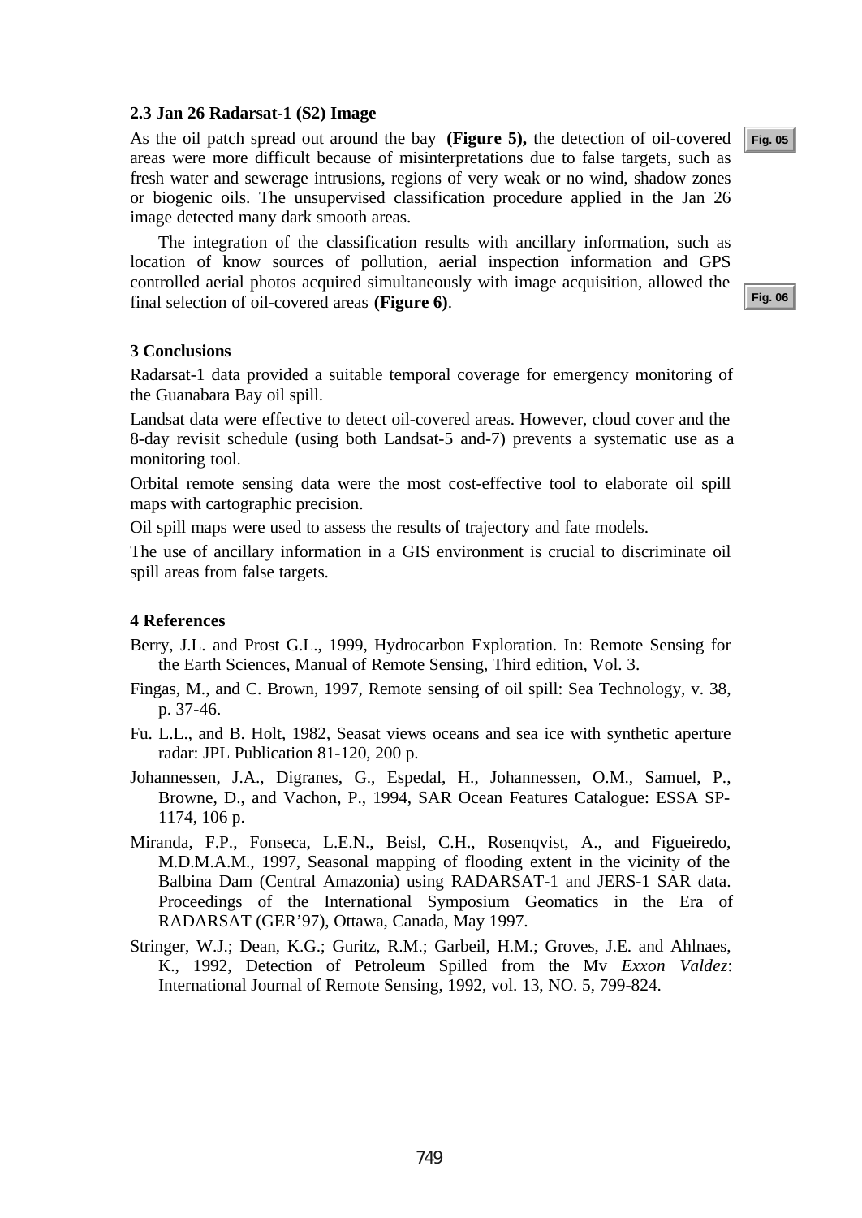### 2.3 Jan 26 Radarsat-1 (S2) Image

As the oil patch spread out around the bay **(Figure 5),** the detection of oil-covered areas were more difficult because of misinterpretations due to false targets, such as fresh water and sewerage intrusions, regions of very weak or no wind, shadow zones or biogenic oils. The unsupervised classification procedure applied in the Jan 26 image detected many dark smooth areas.

Fig. 05

The integration of the classification results with ancillary information, such as location of know sources of pollution, aerial inspection information and GPS controlled aerial photos acquired simultaneously with image acquisition, allowed the final selection of oil-covered areas **(Figure 6)**.

Fig. 06

## 3 Conclusions

Radarsat-1 data provided a suitable temporal coverage for emergency monitoring of the Guanabara Bay oil spill.

Landsat data were effective to detect oil-covered areas. However, cloud cover and the 8-day revisit schedule (using both Landsat-5 and-7) prevents a systematic use as a monitoring tool.

Orbital remote sensing data were the most cost-effective tool to elaborate oil spill maps with cartographic precision.

Oil spill maps were used to assess the results of trajectory and fate models.

The use of ancillary information in a GIS environment is crucial to discriminate oil spill areas from false targets.

## 4 References

Berry, J.L. and Prost G.L., 1999, Hydrocarbon Exploration. In: Remote Sensing for the Earth Sciences, Manual of Remote Sensing, Third edition, Vol. 3.

Fingas, M., and C. Brown, 1997, Remote sensing of oil spill: Sea Technology, v. 38, p. 37-46.

Fu. L.L., and B. Holt, 1982, Seasat views oceans and sea ice with synthetic aperture radar: JPL Publication 81-120, 200 p.

Johannessen, J.A., Digranes, G., Espedal, H., Johannessen, O.M., Samuel, P., Browne, D., and Vachon, P., 1994, SAR Ocean Features Catalogue: ESSA SP-1174, 106 p.

Miranda, F.P., Fonseca, L.E.N., Beisl, C.H., Rosenqvist, A., and Figueiredo, M.D.M.A.M., 1997, Seasonal mapping of flooding extent in the vicinity of the Balbina Dam (Central Amazonia) using RADARSAT-1 and JERS-1 SAR data. Proceedings of the International Symposium Geomatics in the Era of RADARSAT (GER'97), Ottawa, Canada, May 1997.

Stringer, W.J.; Dean, K.G.; Guritz, R.M.; Garbeil, H.M.; Groves, J.E. and Ahlnaes, K., 1992, Detection of Petroleum Spilled from the Mv *Exxon Valdez*: International Journal of Remote Sensing, 1992, vol. 13, NO. 5, 799-824.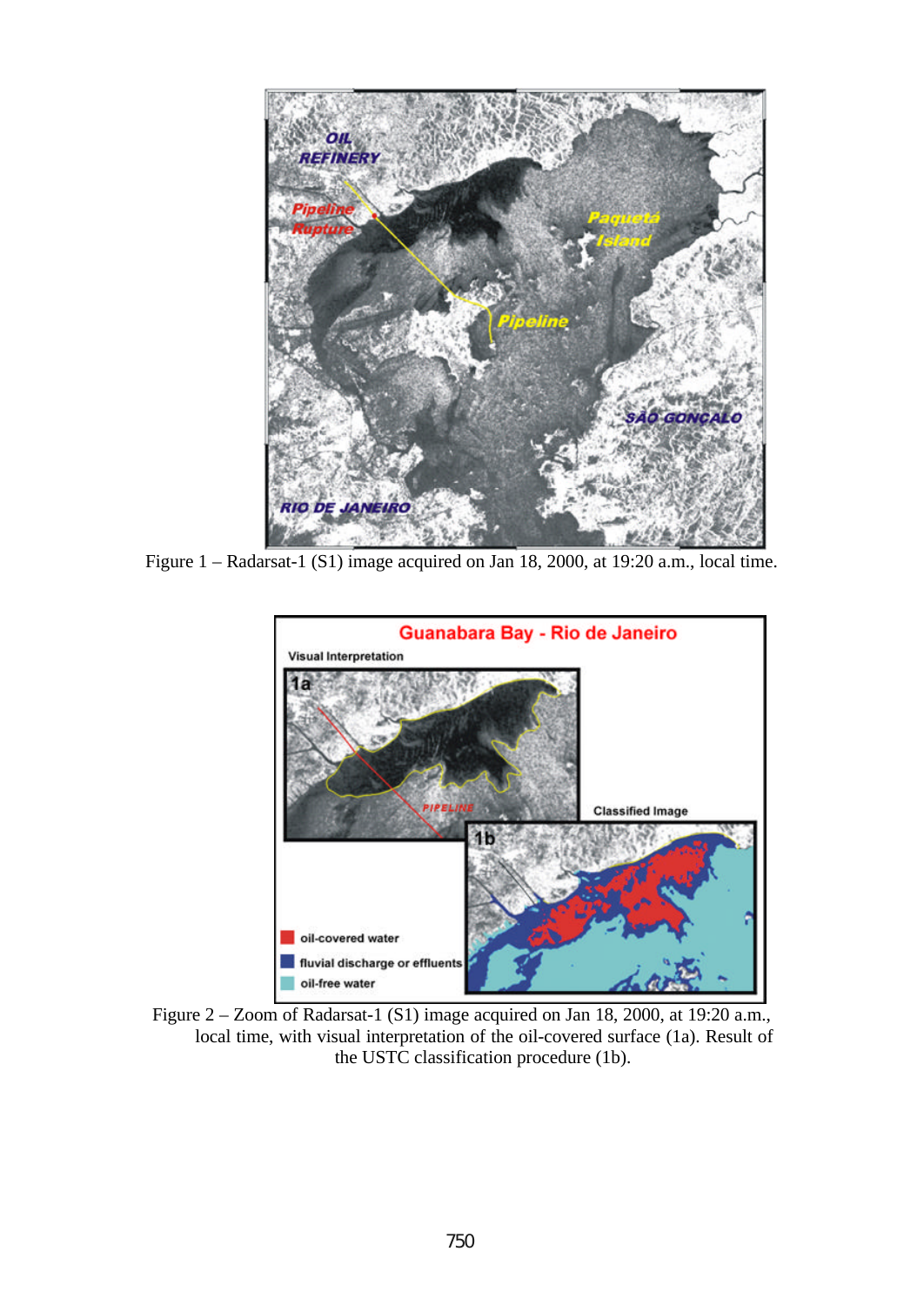Figure 1 – Radarsat-1 (S1) image acquired on Jan 18, 2000, at 19:20 a.m., local time.

Figure 2 – Zoom of Radarsat-1 (S1) image acquired on Jan 18, 2000, at 19:20 a.m., local time, with visual interpretation of the oil-covered surface (1a). Result of the USTC classification procedure (1b).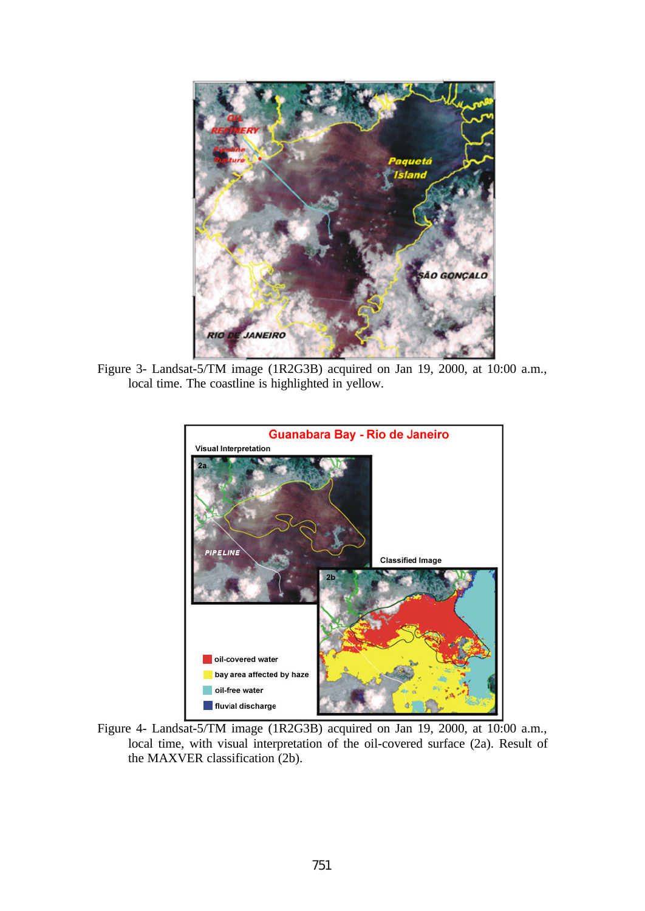Figure 3- Landsat-5/TM image (1R2G3B) acquired on Jan 19, 2000, at 10:00 a.m., local time. The coastline is highlighted in yellow.

Figure 4- Landsat-5/TM image (1R2G3B) acquired on Jan 19, 2000, at 10:00 a.m., local time, with visual interpretation of the oil-covered surface (2a). Result of the MAXVER classification (2b).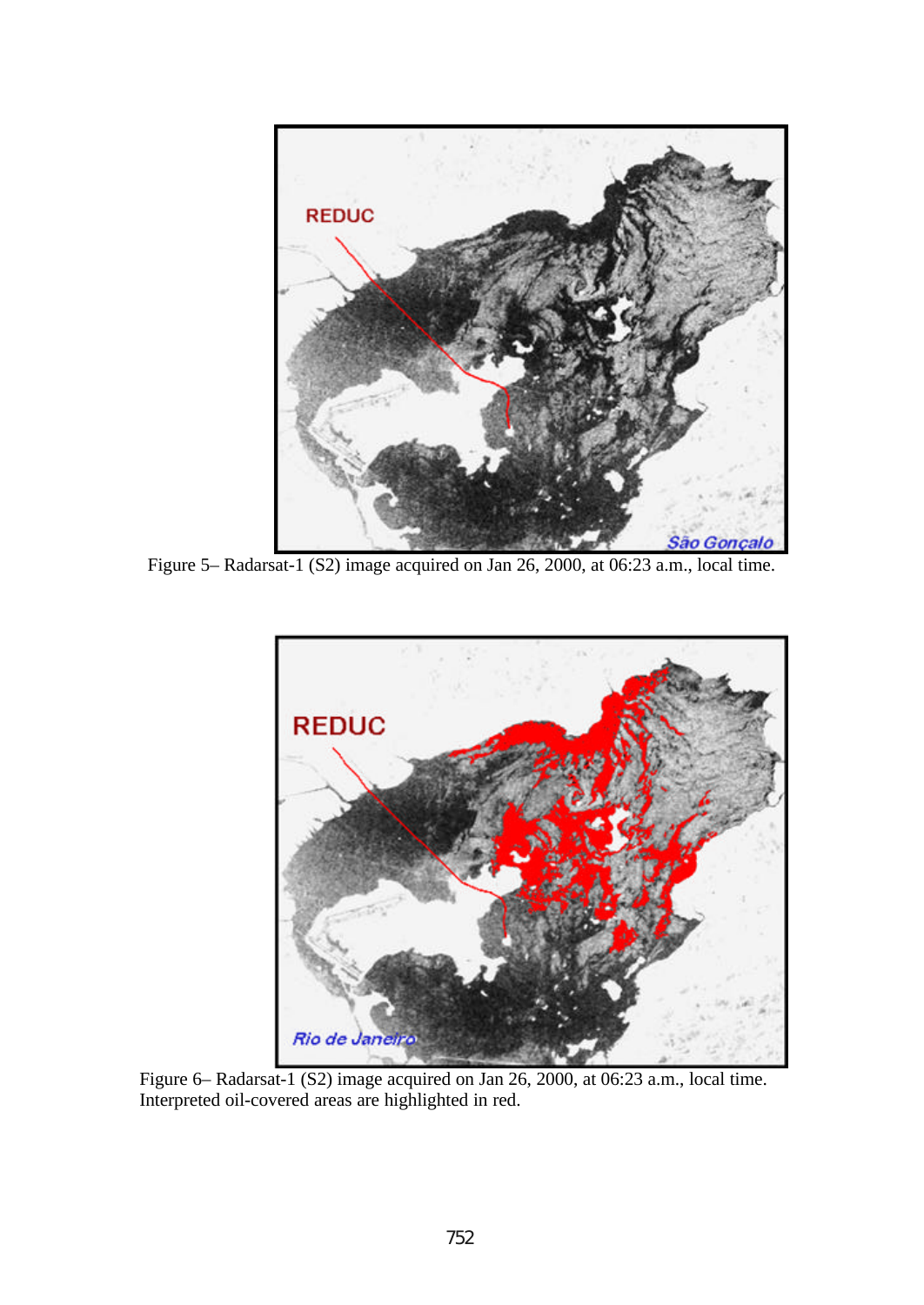REDUC

São Gonçalo

Figure 5– Radarsat-1 (S2) image acquired on Jan 26, 2000, at 06:23 a.m., local time.

REDUC

Rio de Janeiro

Figure 6– Radarsat-1 (S2) image acquired on Jan 26, 2000, at 06:23 a.m., local time. Interpreted oil-covered areas are highlighted in red.